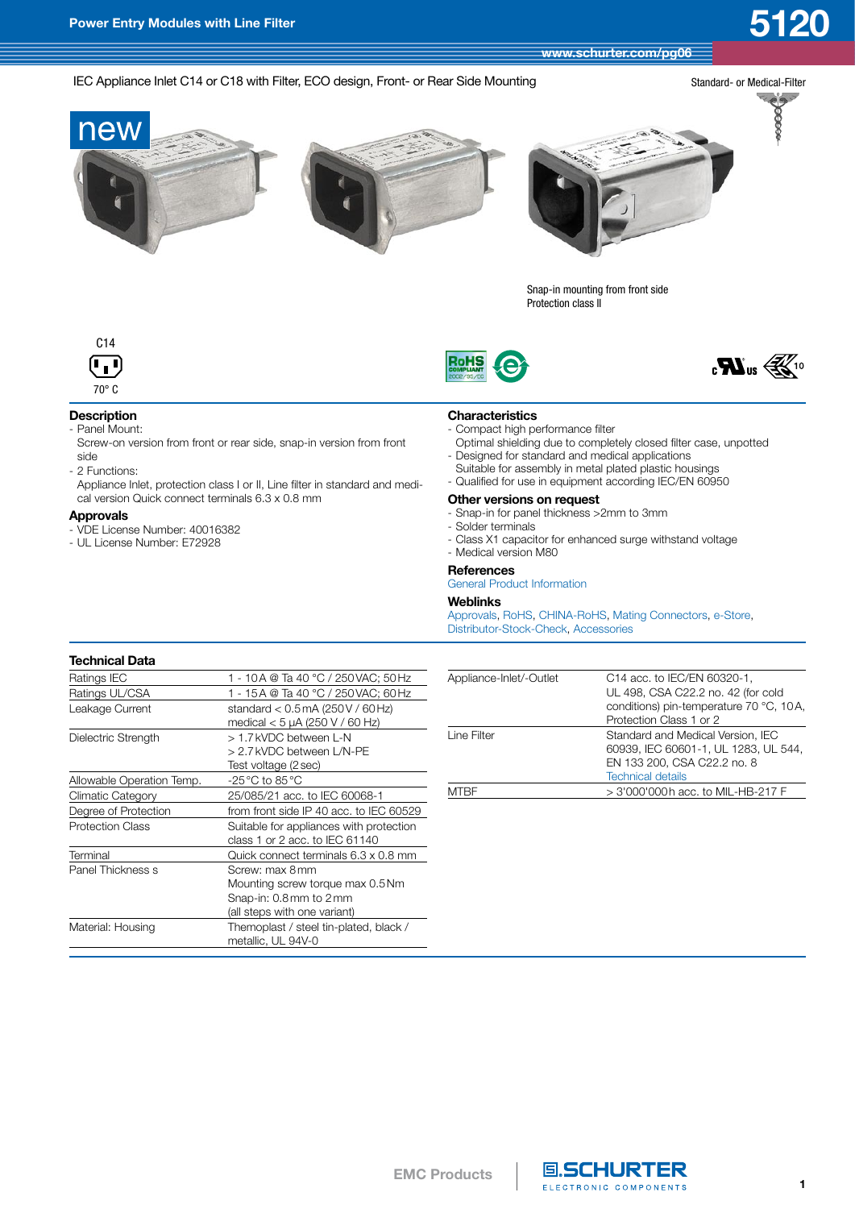# Power Entry Modules with Line Filter

# 5120

www.schurter.com/pg06

IEC Appliance Inlet C14 or C18 with Filter, ECO design, Front- or Rear Side Mounting

Standard- or Medical-Filter

new

Snap-in mounting from front side
Protection class II

C14

70° C

## Description

- Panel Mount:
  Screw-on version from front or rear side, snap-in version from front side
- 2 Functions:
  Appliance Inlet, protection class I or II, Line filter in standard and medical version Quick connect terminals 6.3 x 0.8 mm

## Approvals

- VDE License Number: 40016382
- UL License Number: E72928

## Characteristics

- Compact high performance filter
  Optimal shielding due to completely closed filter case, unpotted
- Designed for standard and medical applications
  Suitable for assembly in metal plated plastic housings
- Qualified for use in equipment according IEC/EN 60950

## Other versions on request

- Snap-in for panel thickness >2mm to 3mm
- Solder terminals
- Class X1 capacitor for enhanced surge withstand voltage
- Medical version M80

## References

General Product Information

## Weblinks

Approvals, RoHS, CHINA-RoHS, Mating Connectors, e-Store, Distributor-Stock-Check, Accessories

## Technical Data

| | |
|---|---|
| Ratings IEC | 1 - 10 A @ Ta 40 °C / 250 VAC; 50 Hz |
| Ratings UL/CSA | 1 - 15 A @ Ta 40 °C / 250 VAC; 60 Hz |
| Leakage Current | standard < 0.5 mA (250 V / 60 Hz)<br>medical < 5 µA (250 V / 60 Hz) |
| Dielectric Strength | > 1.7 kVDC between L-N<br>> 2.7 kVDC between L/N-PE<br>Test voltage (2 sec) |
| Allowable Operation Temp. | -25 °C to 85 °C |
| Climatic Category | 25/085/21 acc. to IEC 60068-1 |
| Degree of Protection | from front side IP 40 acc. to IEC 60529 |
| Protection Class | Suitable for appliances with protection class 1 or 2 acc. to IEC 61140 |
| Terminal | Quick connect terminals 6.3 x 0.8 mm |
| Panel Thickness s | Screw: max 8 mm<br>Mounting screw torque max 0.5 Nm<br>Snap-in: 0.8 mm to 2 mm<br>(all steps with one variant) |
| Material: Housing | Themoplast / steel tin-plated, black / metallic, UL 94V-0 |
| Appliance-Inlet/-Outlet | C14 acc. to IEC/EN 60320-1, UL 498, CSA C22.2 no. 42 (for cold conditions) pin-temperature 70 °C, 10 A, Protection Class 1 or 2 |
| Line Filter | Standard and Medical Version, IEC 60939, IEC 60601-1, UL 1283, UL 544, EN 133 200, CSA C22.2 no. 8<br>Technical details |
| MTBF | > 3'000'000 h acc. to MIL-HB-217 F |

EMC Products

SCHURTER ELECTRONIC COMPONENTS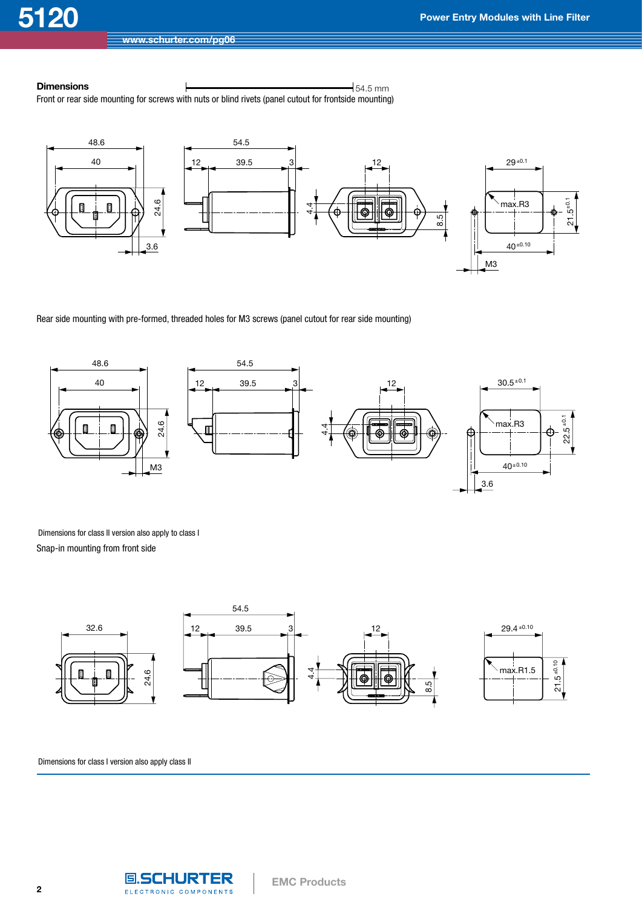## Dimensions

54.5 mm

Front or rear side mounting for screws with nuts or blind rivets (panel cutout for frontside mounting)

48.6 40 24.6 3.6 54.5 12 39.5 3 12 4.4 8.5 29 ±0.1 max.R3 21.5 ±0.1 40 ±0.10 M3

Rear side mounting with pre-formed, threaded holes for M3 screws (panel cutout for rear side mounting)

48.6 40 24.6 M3 54.5 12 39.5 3 12 4.4 30.5 ±0.1 max.R3 22.5 ±0.1 40 ±0.10 3.6

Dimensions for class II version also apply to class I

Snap-in mounting from front side

32.6 24.6 54.5 12 39.5 3 12 4.4 8.5 29.4 ±0.10 max.R1.5 21.5 ±0.10

Dimensions for class I version also apply class II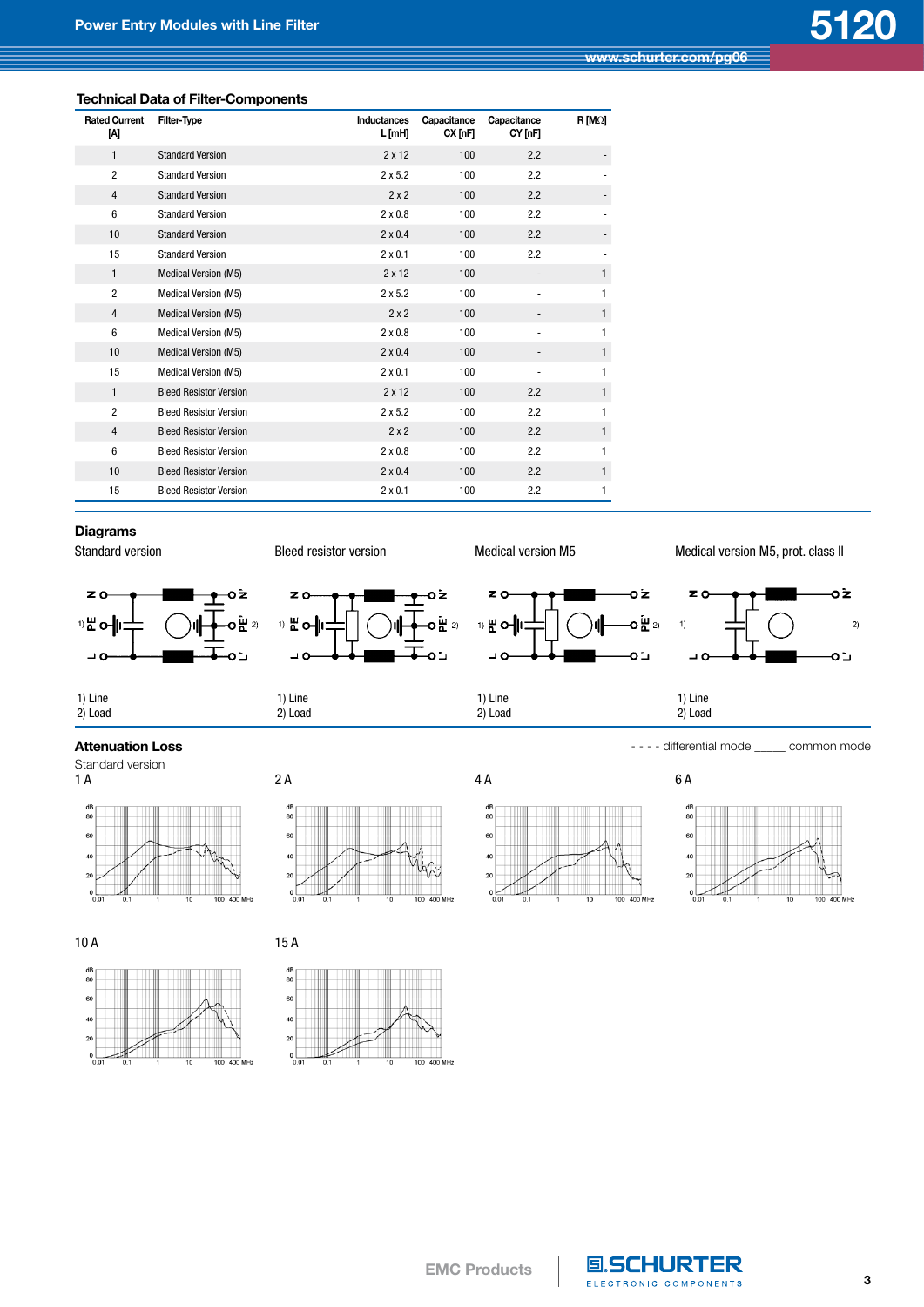## Technical Data of Filter-Components

| Rated Current [A] | Filter-Type | Inductances L [mH] | Capacitance CX [nF] | Capacitance CY [nF] | R [MΩ] |
|---|---|---|---|---|---|
| 1 | Standard Version | 2 x 12 | 100 | 2.2 | - |
| 2 | Standard Version | 2 x 5.2 | 100 | 2.2 | - |
| 4 | Standard Version | 2 x 2 | 100 | 2.2 | - |
| 6 | Standard Version | 2 x 0.8 | 100 | 2.2 | - |
| 10 | Standard Version | 2 x 0.4 | 100 | 2.2 | - |
| 15 | Standard Version | 2 x 0.1 | 100 | 2.2 | - |
| 1 | Medical Version (M5) | 2 x 12 | 100 | - | 1 |
| 2 | Medical Version (M5) | 2 x 5.2 | 100 | - | 1 |
| 4 | Medical Version (M5) | 2 x 2 | 100 | - | 1 |
| 6 | Medical Version (M5) | 2 x 0.8 | 100 | - | 1 |
| 10 | Medical Version (M5) | 2 x 0.4 | 100 | - | 1 |
| 15 | Medical Version (M5) | 2 x 0.1 | 100 | - | 1 |
| 1 | Bleed Resistor Version | 2 x 12 | 100 | 2.2 | 1 |
| 2 | Bleed Resistor Version | 2 x 5.2 | 100 | 2.2 | 1 |
| 4 | Bleed Resistor Version | 2 x 2 | 100 | 2.2 | 1 |
| 6 | Bleed Resistor Version | 2 x 0.8 | 100 | 2.2 | 1 |
| 10 | Bleed Resistor Version | 2 x 0.4 | 100 | 2.2 | 1 |
| 15 | Bleed Resistor Version | 2 x 0.1 | 100 | 2.2 | 1 |

## Diagrams

Standard version

1) Line
2) Load

Bleed resistor version

1) Line
2) Load

Medical version M5

1) Line
2) Load

Medical version M5, prot. class II

1) Line
2) Load

## Attenuation Loss

- - - - differential mode _____ common mode

Standard version

1 A

2 A

4 A

6 A

10 A

15 A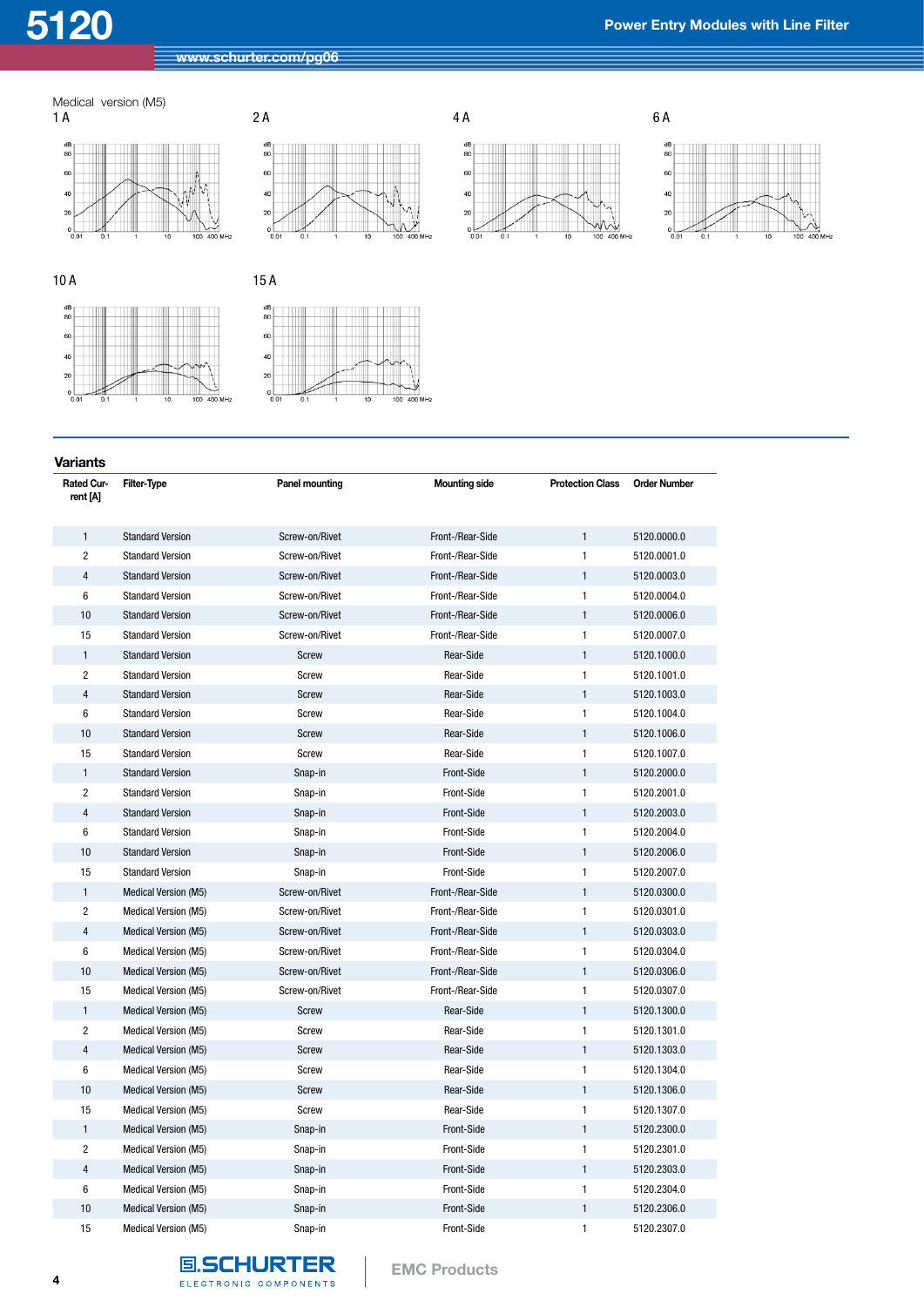Medical version (M5)

1 A

2 A

4 A

6 A

10 A

15 A

## Variants

| Rated Current [A] | Filter-Type | Panel mounting | Mounting side | Protection Class | Order Number |
|---|---|---|---|---|---|
| 1 | Standard Version | Screw-on/Rivet | Front-/Rear-Side | 1 | 5120.0000.0 |
| 2 | Standard Version | Screw-on/Rivet | Front-/Rear-Side | 1 | 5120.0001.0 |
| 4 | Standard Version | Screw-on/Rivet | Front-/Rear-Side | 1 | 5120.0003.0 |
| 6 | Standard Version | Screw-on/Rivet | Front-/Rear-Side | 1 | 5120.0004.0 |
| 10 | Standard Version | Screw-on/Rivet | Front-/Rear-Side | 1 | 5120.0006.0 |
| 15 | Standard Version | Screw-on/Rivet | Front-/Rear-Side | 1 | 5120.0007.0 |
| 1 | Standard Version | Screw | Rear-Side | 1 | 5120.1000.0 |
| 2 | Standard Version | Screw | Rear-Side | 1 | 5120.1001.0 |
| 4 | Standard Version | Screw | Rear-Side | 1 | 5120.1003.0 |
| 6 | Standard Version | Screw | Rear-Side | 1 | 5120.1004.0 |
| 10 | Standard Version | Screw | Rear-Side | 1 | 5120.1006.0 |
| 15 | Standard Version | Screw | Rear-Side | 1 | 5120.1007.0 |
| 1 | Standard Version | Snap-in | Front-Side | 1 | 5120.2000.0 |
| 2 | Standard Version | Snap-in | Front-Side | 1 | 5120.2001.0 |
| 4 | Standard Version | Snap-in | Front-Side | 1 | 5120.2003.0 |
| 6 | Standard Version | Snap-in | Front-Side | 1 | 5120.2004.0 |
| 10 | Standard Version | Snap-in | Front-Side | 1 | 5120.2006.0 |
| 15 | Standard Version | Snap-in | Front-Side | 1 | 5120.2007.0 |
| 1 | Medical Version (M5) | Screw-on/Rivet | Front-/Rear-Side | 1 | 5120.0300.0 |
| 2 | Medical Version (M5) | Screw-on/Rivet | Front-/Rear-Side | 1 | 5120.0301.0 |
| 4 | Medical Version (M5) | Screw-on/Rivet | Front-/Rear-Side | 1 | 5120.0303.0 |
| 6 | Medical Version (M5) | Screw-on/Rivet | Front-/Rear-Side | 1 | 5120.0304.0 |
| 10 | Medical Version (M5) | Screw-on/Rivet | Front-/Rear-Side | 1 | 5120.0306.0 |
| 15 | Medical Version (M5) | Screw-on/Rivet | Front-/Rear-Side | 1 | 5120.0307.0 |
| 1 | Medical Version (M5) | Screw | Rear-Side | 1 | 5120.1300.0 |
| 2 | Medical Version (M5) | Screw | Rear-Side | 1 | 5120.1301.0 |
| 4 | Medical Version (M5) | Screw | Rear-Side | 1 | 5120.1303.0 |
| 6 | Medical Version (M5) | Screw | Rear-Side | 1 | 5120.1304.0 |
| 10 | Medical Version (M5) | Screw | Rear-Side | 1 | 5120.1306.0 |
| 15 | Medical Version (M5) | Screw | Rear-Side | 1 | 5120.1307.0 |
| 1 | Medical Version (M5) | Snap-in | Front-Side | 1 | 5120.2300.0 |
| 2 | Medical Version (M5) | Snap-in | Front-Side | 1 | 5120.2301.0 |
| 4 | Medical Version (M5) | Snap-in | Front-Side | 1 | 5120.2303.0 |
| 6 | Medical Version (M5) | Snap-in | Front-Side | 1 | 5120.2304.0 |
| 10 | Medical Version (M5) | Snap-in | Front-Side | 1 | 5120.2306.0 |
| 15 | Medical Version (M5) | Snap-in | Front-Side | 1 | 5120.2307.0 |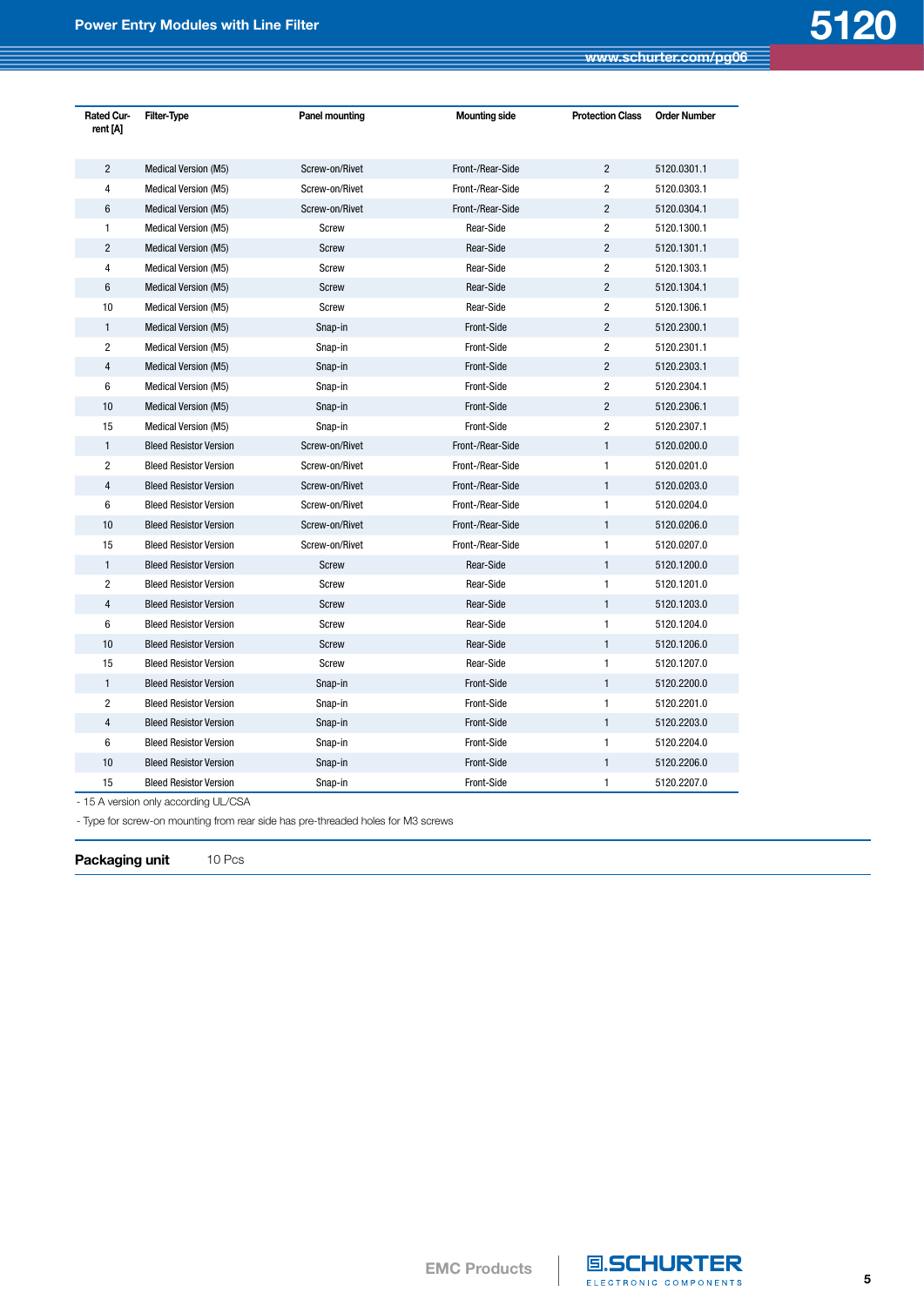| Rated Current [A] | Filter-Type | Panel mounting | Mounting side | Protection Class | Order Number |
|---|---|---|---|---|---|
| 2 | Medical Version (M5) | Screw-on/Rivet | Front-/Rear-Side | 2 | 5120.0301.1 |
| 4 | Medical Version (M5) | Screw-on/Rivet | Front-/Rear-Side | 2 | 5120.0303.1 |
| 6 | Medical Version (M5) | Screw-on/Rivet | Front-/Rear-Side | 2 | 5120.0304.1 |
| 1 | Medical Version (M5) | Screw | Rear-Side | 2 | 5120.1300.1 |
| 2 | Medical Version (M5) | Screw | Rear-Side | 2 | 5120.1301.1 |
| 4 | Medical Version (M5) | Screw | Rear-Side | 2 | 5120.1303.1 |
| 6 | Medical Version (M5) | Screw | Rear-Side | 2 | 5120.1304.1 |
| 10 | Medical Version (M5) | Screw | Rear-Side | 2 | 5120.1306.1 |
| 1 | Medical Version (M5) | Snap-in | Front-Side | 2 | 5120.2300.1 |
| 2 | Medical Version (M5) | Snap-in | Front-Side | 2 | 5120.2301.1 |
| 4 | Medical Version (M5) | Snap-in | Front-Side | 2 | 5120.2303.1 |
| 6 | Medical Version (M5) | Snap-in | Front-Side | 2 | 5120.2304.1 |
| 10 | Medical Version (M5) | Snap-in | Front-Side | 2 | 5120.2306.1 |
| 15 | Medical Version (M5) | Snap-in | Front-Side | 2 | 5120.2307.1 |
| 1 | Bleed Resistor Version | Screw-on/Rivet | Front-/Rear-Side | 1 | 5120.0200.0 |
| 2 | Bleed Resistor Version | Screw-on/Rivet | Front-/Rear-Side | 1 | 5120.0201.0 |
| 4 | Bleed Resistor Version | Screw-on/Rivet | Front-/Rear-Side | 1 | 5120.0203.0 |
| 6 | Bleed Resistor Version | Screw-on/Rivet | Front-/Rear-Side | 1 | 5120.0204.0 |
| 10 | Bleed Resistor Version | Screw-on/Rivet | Front-/Rear-Side | 1 | 5120.0206.0 |
| 15 | Bleed Resistor Version | Screw-on/Rivet | Front-/Rear-Side | 1 | 5120.0207.0 |
| 1 | Bleed Resistor Version | Screw | Rear-Side | 1 | 5120.1200.0 |
| 2 | Bleed Resistor Version | Screw | Rear-Side | 1 | 5120.1201.0 |
| 4 | Bleed Resistor Version | Screw | Rear-Side | 1 | 5120.1203.0 |
| 6 | Bleed Resistor Version | Screw | Rear-Side | 1 | 5120.1204.0 |
| 10 | Bleed Resistor Version | Screw | Rear-Side | 1 | 5120.1206.0 |
| 15 | Bleed Resistor Version | Screw | Rear-Side | 1 | 5120.1207.0 |
| 1 | Bleed Resistor Version | Snap-in | Front-Side | 1 | 5120.2200.0 |
| 2 | Bleed Resistor Version | Snap-in | Front-Side | 1 | 5120.2201.0 |
| 4 | Bleed Resistor Version | Snap-in | Front-Side | 1 | 5120.2203.0 |
| 6 | Bleed Resistor Version | Snap-in | Front-Side | 1 | 5120.2204.0 |
| 10 | Bleed Resistor Version | Snap-in | Front-Side | 1 | 5120.2206.0 |
| 15 | Bleed Resistor Version | Snap-in | Front-Side | 1 | 5120.2207.0 |

- 15 A version only according UL/CSA
- Type for screw-on mounting from rear side has pre-threaded holes for M3 screws

**Packaging unit** 10 Pcs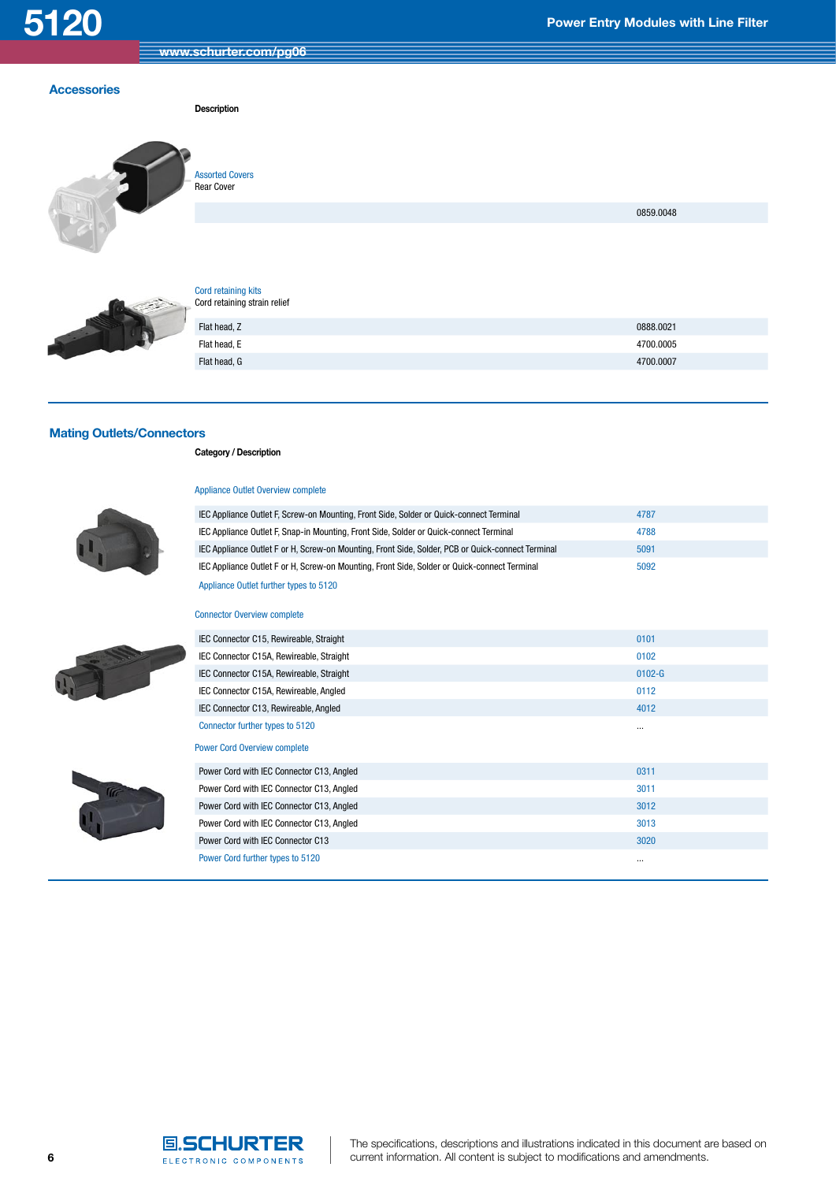## Accessories

**Description**

Assorted Covers
Rear Cover

| | |
|---|---|
| | 0859.0048 |

Cord retaining kits
Cord retaining strain relief

| | |
|---|---|
| Flat head, Z | 0888.0021 |
| Flat head, E | 4700.0005 |
| Flat head, G | 4700.0007 |

## Mating Outlets/Connectors

**Category / Description**

Appliance Outlet Overview complete

| | |
|---|---|
| IEC Appliance Outlet F, Screw-on Mounting, Front Side, Solder or Quick-connect Terminal | 4787 |
| IEC Appliance Outlet F, Snap-in Mounting, Front Side, Solder or Quick-connect Terminal | 4788 |
| IEC Appliance Outlet F or H, Screw-on Mounting, Front Side, Solder, PCB or Quick-connect Terminal | 5091 |
| IEC Appliance Outlet F or H, Screw-on Mounting, Front Side, Solder or Quick-connect Terminal | 5092 |
| Appliance Outlet further types to 5120 | |

Connector Overview complete

| | |
|---|---|
| IEC Connector C15, Rewireable, Straight | 0101 |
| IEC Connector C15A, Rewireable, Straight | 0102 |
| IEC Connector C15A, Rewireable, Straight | 0102-G |
| IEC Connector C15A, Rewireable, Angled | 0112 |
| IEC Connector C13, Rewireable, Angled | 4012 |
| Connector further types to 5120 | ... |

Power Cord Overview complete

| | |
|---|---|
| Power Cord with IEC Connector C13, Angled | 0311 |
| Power Cord with IEC Connector C13, Angled | 3011 |
| Power Cord with IEC Connector C13, Angled | 3012 |
| Power Cord with IEC Connector C13, Angled | 3013 |
| Power Cord with IEC Connector C13 | 3020 |
| Power Cord further types to 5120 | ... |

The specifications, descriptions and illustrations indicated in this document are based on current information. All content is subject to modifications and amendments.